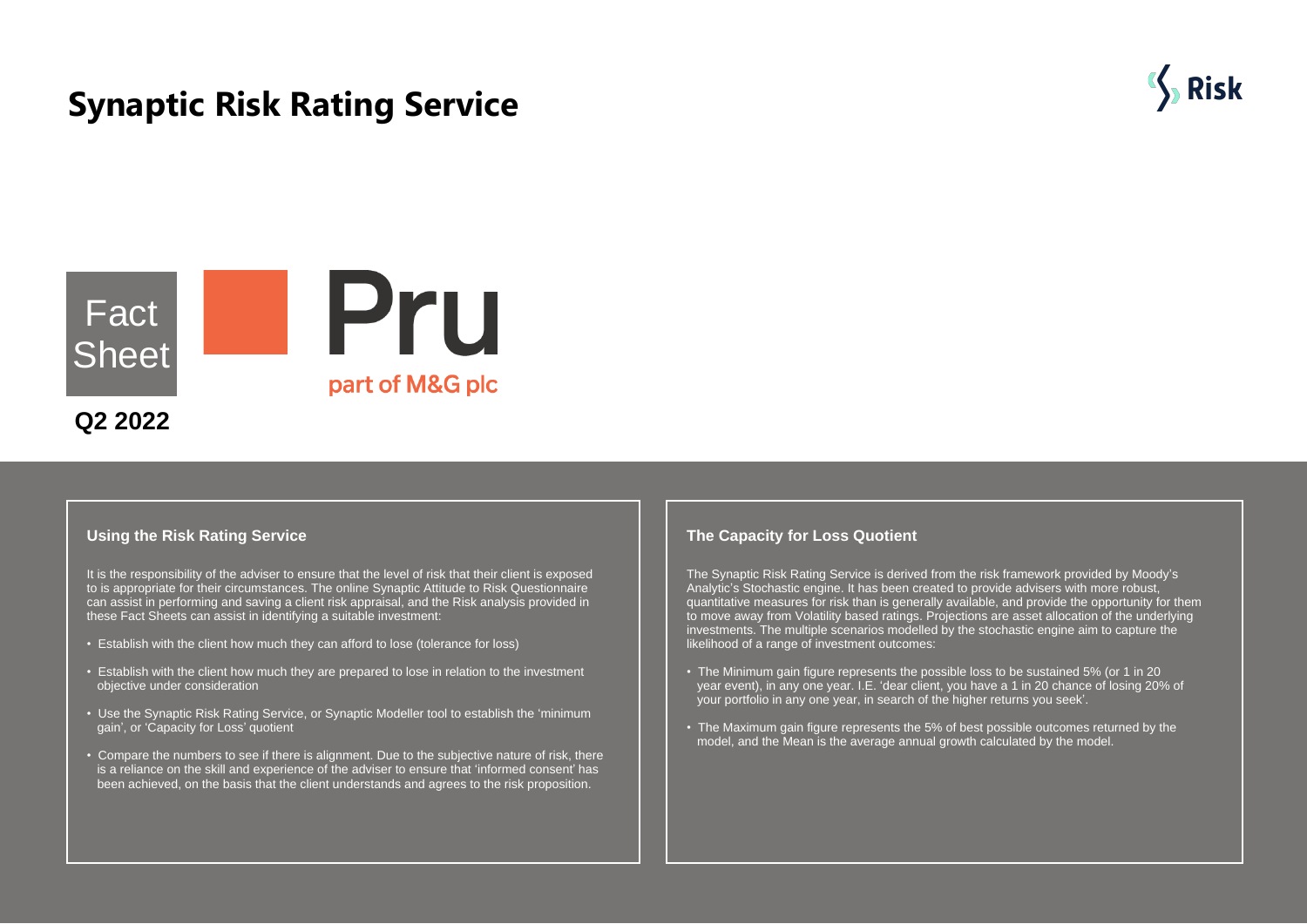# Synaptic Risk Rating Service

Risk

Fact Sheet

Pru

part of M&G plc

**Q2 2022**

### Using the Risk Rating Service

It is the responsibility of the adviser to ensure that the level of risk that their client is exposed to is appropriate for their circumstances. The online Synaptic Attitude to Risk Questionnaire can assist in performing and saving a client risk appraisal, and the Risk analysis provided in these Fact Sheets can assist in identifying a suitable investment:

- Establish with the client how much they can afford to lose (tolerance for loss)
- Establish with the client how much they are prepared to lose in relation to the investment objective under consideration
- Use the Synaptic Risk Rating Service, or Synaptic Modeller tool to establish the 'minimum gain', or 'Capacity for Loss' quotient
- Compare the numbers to see if there is alignment. Due to the subjective nature of risk, there is a reliance on the skill and experience of the adviser to ensure that 'informed consent' has been achieved, on the basis that the client understands and agrees to the risk proposition.

### The Capacity for Loss Quotient

The Synaptic Risk Rating Service is derived from the risk framework provided by Moody's Analytic's Stochastic engine. It has been created to provide advisers with more robust, quantitative measures for risk than is generally available, and provide the opportunity for them to move away from Volatility based ratings. Projections are asset allocation of the underlying investments. The multiple scenarios modelled by the stochastic engine aim to capture the likelihood of a range of investment outcomes:

- The Minimum gain figure represents the possible loss to be sustained 5% (or 1 in 20 year event), in any one year. I.E. 'dear client, you have a 1 in 20 chance of losing 20% of your portfolio in any one year, in search of the higher returns you seek'.
- The Maximum gain figure represents the 5% of best possible outcomes returned by the model, and the Mean is the average annual growth calculated by the model.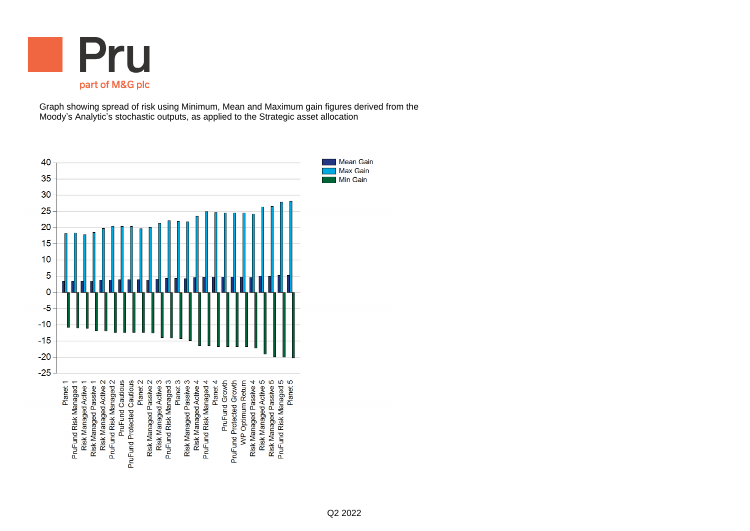Graph showing spread of risk using Minimum, Mean and Maximum gain figures derived from the Moody's Analytic's stochastic outputs, as applied to the Strategic asset allocation

Mean Gain
Max Gain
Min Gain

Planet 1
PruFund Risk Managed 1
Risk Managed Active 1
Risk Managed Passive 1
Risk Managed Active 2
PruFund Risk Managed 2
PruFund Cautious
PruFund Protected Cautious
Planet 2
Risk Managed Passive 2
Risk Managed Active 3
PruFund Risk Managed 3
Planet 3
Risk Managed Passive 3
Risk Managed Active 4
PruFund Risk Managed 4
Planet 4
PruFund Growth
PruFund Protected Growth
WP Optimum Return
Risk Managed Passive 4
Risk Managed Active 5
Risk Managed Passive 5
PruFund Risk Managed 5
Planet 5

Q2 2022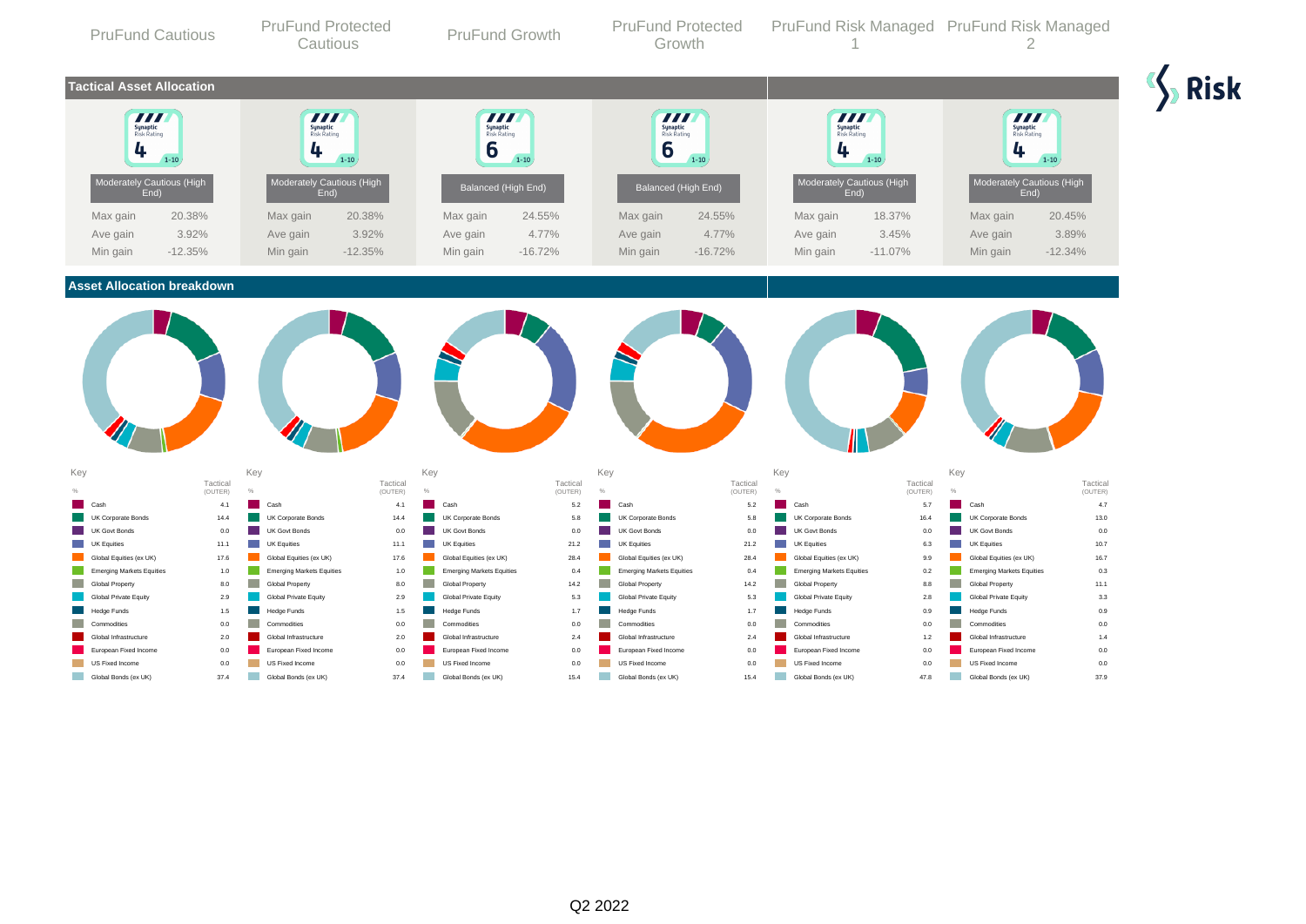| | PruFund Cautious | PruFund Protected Cautious | PruFund Growth | PruFund Protected Growth | PruFund Risk Managed 1 | PruFund Risk Managed 2 |
|---|---|---|---|---|---|---|

## Tactical Asset Allocation

| | PruFund Cautious | PruFund Protected Cautious | PruFund Growth | PruFund Protected Growth | PruFund Risk Managed 1 | PruFund Risk Managed 2 |
|---|---|---|---|---|---|---|
| Synaptic Risk Rating (1-10) | 4 | 4 | 6 | 6 | 4 | 4 |
| Risk profile | Moderately Cautious (High End) | Moderately Cautious (High End) | Balanced (High End) | Balanced (High End) | Moderately Cautious (High End) | Moderately Cautious (High End) |
| Max gain | 20.38% | 20.38% | 24.55% | 24.55% | 18.37% | 20.45% |
| Ave gain | 3.92% | 3.92% | 4.77% | 4.77% | 3.45% | 3.89% |
| Min gain | -12.35% | -12.35% | -16.72% | -16.72% | -11.07% | -12.34% |

## Asset Allocation breakdown

Key

| % (Tactical (OUTER)) | PruFund Cautious | PruFund Protected Cautious | PruFund Growth | PruFund Protected Growth | PruFund Risk Managed 1 | PruFund Risk Managed 2 |
|---|---|---|---|---|---|---|
| Cash | 4.1 | 4.1 | 5.2 | 5.2 | 5.7 | 4.7 |
| UK Corporate Bonds | 14.4 | 14.4 | 5.8 | 5.8 | 16.4 | 13.0 |
| UK Govt Bonds | 0.0 | 0.0 | 0.0 | 0.0 | 0.0 | 0.0 |
| UK Equities | 11.1 | 11.1 | 21.2 | 21.2 | 6.3 | 10.7 |
| Global Equities (ex UK) | 17.6 | 17.6 | 28.4 | 28.4 | 9.9 | 16.7 |
| Emerging Markets Equities | 1.0 | 1.0 | 0.4 | 0.4 | 0.2 | 0.3 |
| Global Property | 8.0 | 8.0 | 14.2 | 14.2 | 8.8 | 11.1 |
| Global Private Equity | 2.9 | 2.9 | 5.3 | 5.3 | 2.8 | 3.3 |
| Hedge Funds | 1.5 | 1.5 | 1.7 | 1.7 | 0.9 | 0.9 |
| Commodities | 0.0 | 0.0 | 0.0 | 0.0 | 0.0 | 0.0 |
| Global Infrastructure | 2.0 | 2.0 | 2.4 | 2.4 | 1.2 | 1.4 |
| European Fixed Income | 0.0 | 0.0 | 0.0 | 0.0 | 0.0 | 0.0 |
| US Fixed Income | 0.0 | 0.0 | 0.0 | 0.0 | 0.0 | 0.0 |
| Global Bonds (ex UK) | 37.4 | 37.4 | 15.4 | 15.4 | 47.8 | 37.9 |

Q2 2022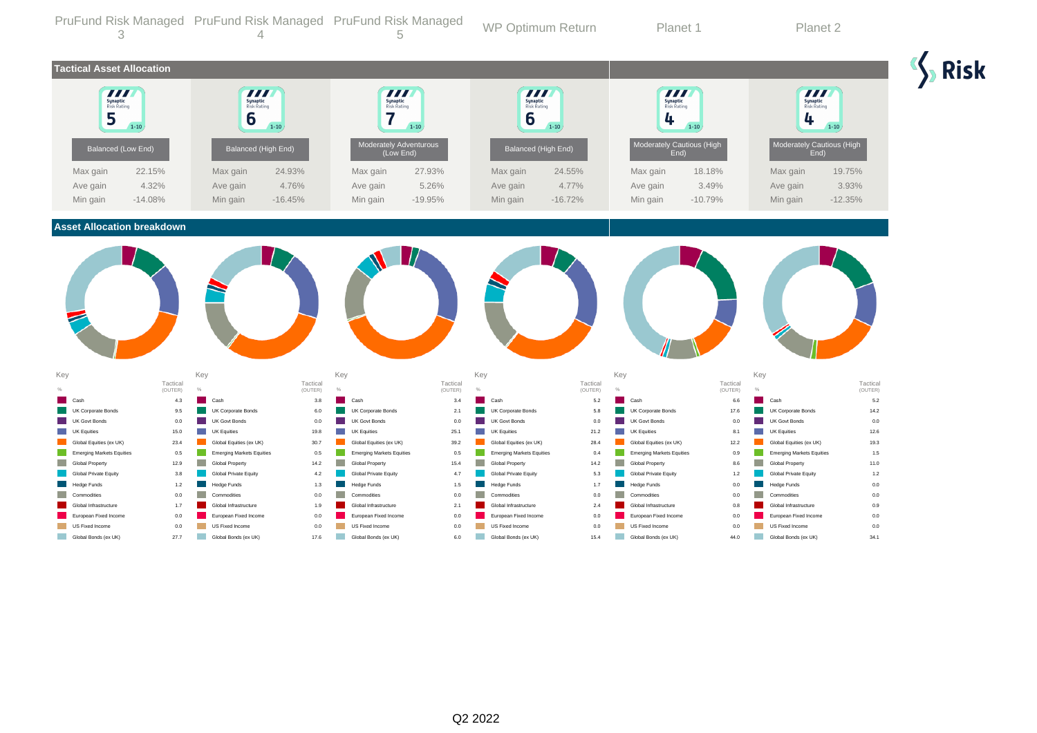| | PruFund Risk Managed 3 | PruFund Risk Managed 4 | PruFund Risk Managed 5 | WP Optimum Return | Planet 1 | Planet 2 |
|---|---|---|---|---|---|---|

Risk

## Tactical Asset Allocation

| | PruFund Risk Managed 3 | PruFund Risk Managed 4 | PruFund Risk Managed 5 | WP Optimum Return | Planet 1 | Planet 2 |
|---|---|---|---|---|---|---|
| Synaptic Risk Rating (1-10) | 5 | 6 | 7 | 6 | 4 | 4 |
| Profile | Balanced (Low End) | Balanced (High End) | Moderately Adventurous (Low End) | Balanced (High End) | Moderately Cautious (High End) | Moderately Cautious (High End) |
| Max gain | 22.15% | 24.93% | 27.93% | 24.55% | 18.18% | 19.75% |
| Ave gain | 4.32% | 4.76% | 5.26% | 4.77% | 3.49% | 3.93% |
| Min gain | -14.08% | -16.45% | -19.95% | -16.72% | -10.79% | -12.35% |

## Asset Allocation breakdown

Key — % Tactical (OUTER)

| Asset | PruFund Risk Managed 3 | PruFund Risk Managed 4 | PruFund Risk Managed 5 | WP Optimum Return | Planet 1 | Planet 2 |
|---|---|---|---|---|---|---|
| Cash | 4.3 | 3.8 | 3.4 | 5.2 | 6.6 | 5.2 |
| UK Corporate Bonds | 9.5 | 6.0 | 2.1 | 5.8 | 17.6 | 14.2 |
| UK Govt Bonds | 0.0 | 0.0 | 0.0 | 0.0 | 0.0 | 0.0 |
| UK Equities | 15.0 | 19.8 | 25.1 | 21.2 | 8.1 | 12.6 |
| Global Equities (ex UK) | 23.4 | 30.7 | 39.2 | 28.4 | 12.2 | 19.3 |
| Emerging Markets Equities | 0.5 | 0.5 | 0.5 | 0.4 | 0.9 | 1.5 |
| Global Property | 12.9 | 14.2 | 15.4 | 14.2 | 8.6 | 11.0 |
| Global Private Equity | 3.8 | 4.2 | 4.7 | 5.3 | 1.2 | 1.2 |
| Hedge Funds | 1.2 | 1.3 | 1.5 | 1.7 | 0.0 | 0.0 |
| Commodities | 0.0 | 0.0 | 0.0 | 0.0 | 0.0 | 0.0 |
| Global Infrastructure | 1.7 | 1.9 | 2.1 | 2.4 | 0.8 | 0.9 |
| European Fixed Income | 0.0 | 0.0 | 0.0 | 0.0 | 0.0 | 0.0 |
| US Fixed Income | 0.0 | 0.0 | 0.0 | 0.0 | 0.0 | 0.0 |
| Global Bonds (ex UK) | 27.7 | 17.6 | 6.0 | 15.4 | 44.0 | 34.1 |

Q2 2022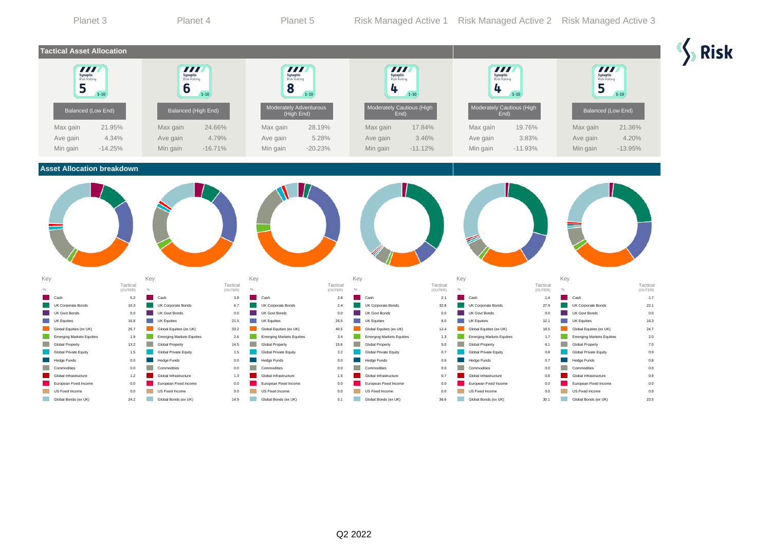| | Planet 3 | Planet 4 | Planet 5 | Risk Managed Active 1 | Risk Managed Active 2 | Risk Managed Active 3 |
|---|---|---|---|---|---|---|

## Tactical Asset Allocation

| | Planet 3 | Planet 4 | Planet 5 | Risk Managed Active 1 | Risk Managed Active 2 | Risk Managed Active 3 |
|---|---|---|---|---|---|---|
| Synaptic Risk Rating (1-10) | 5 | 6 | 8 | 4 | 4 | 5 |
| Risk profile | Balanced (Low End) | Balanced (High End) | Moderately Adventurous (High End) | Moderately Cautious (High End) | Moderately Cautious (High End) | Balanced (Low End) |
| Max gain | 21.95% | 24.66% | 28.19% | 17.84% | 19.76% | 21.36% |
| Ave gain | 4.34% | 4.79% | 5.28% | 3.46% | 3.83% | 4.20% |
| Min gain | -14.25% | -16.71% | -20.23% | -11.12% | -11.93% | -13.95% |

## Asset Allocation breakdown

| Key % | Planet 3 Tactical (OUTER) | Planet 4 Tactical (OUTER) | Planet 5 Tactical (OUTER) | Risk Managed Active 1 Tactical (OUTER) | Risk Managed Active 2 Tactical (OUTER) | Risk Managed Active 3 Tactical (OUTER) |
|---|---|---|---|---|---|---|
| Cash | 5.2 | 3.8 | 2.8 | 2.1 | 1.4 | 1.7 |
| UK Corporate Bonds | 10.3 | 6.7 | 2.4 | 32.8 | 27.9 | 22.1 |
| UK Govt Bonds | 0.0 | 0.0 | 0.0 | 0.0 | 0.0 | 0.0 |
| UK Equities | 16.8 | 21.5 | 26.5 | 8.0 | 12.1 | 16.3 |
| Global Equities (ex UK) | 25.7 | 33.2 | 40.5 | 12.4 | 18.5 | 24.7 |
| Emerging Markets Equities | 1.9 | 2.6 | 3.4 | 1.3 | 1.7 | 2.0 |
| Global Property | 13.2 | 14.5 | 15.6 | 5.0 | 6.1 | 7.0 |
| Global Private Equity | 1.5 | 1.5 | 2.2 | 0.7 | 0.8 | 0.9 |
| Hedge Funds | 0.0 | 0.0 | 0.0 | 0.6 | 0.7 | 0.8 |
| Commodities | 0.0 | 0.0 | 0.0 | 0.0 | 0.0 | 0.0 |
| Global Infrastructure | 1.2 | 1.3 | 1.5 | 0.7 | 0.8 | 0.9 |
| European Fixed Income | 0.0 | 0.0 | 0.0 | 0.0 | 0.0 | 0.0 |
| US Fixed Income | 0.0 | 0.0 | 0.0 | 0.0 | 0.0 | 0.0 |
| Global Bonds (ex UK) | 24.2 | 14.9 | 5.1 | 36.6 | 30.1 | 23.5 |

Q2 2022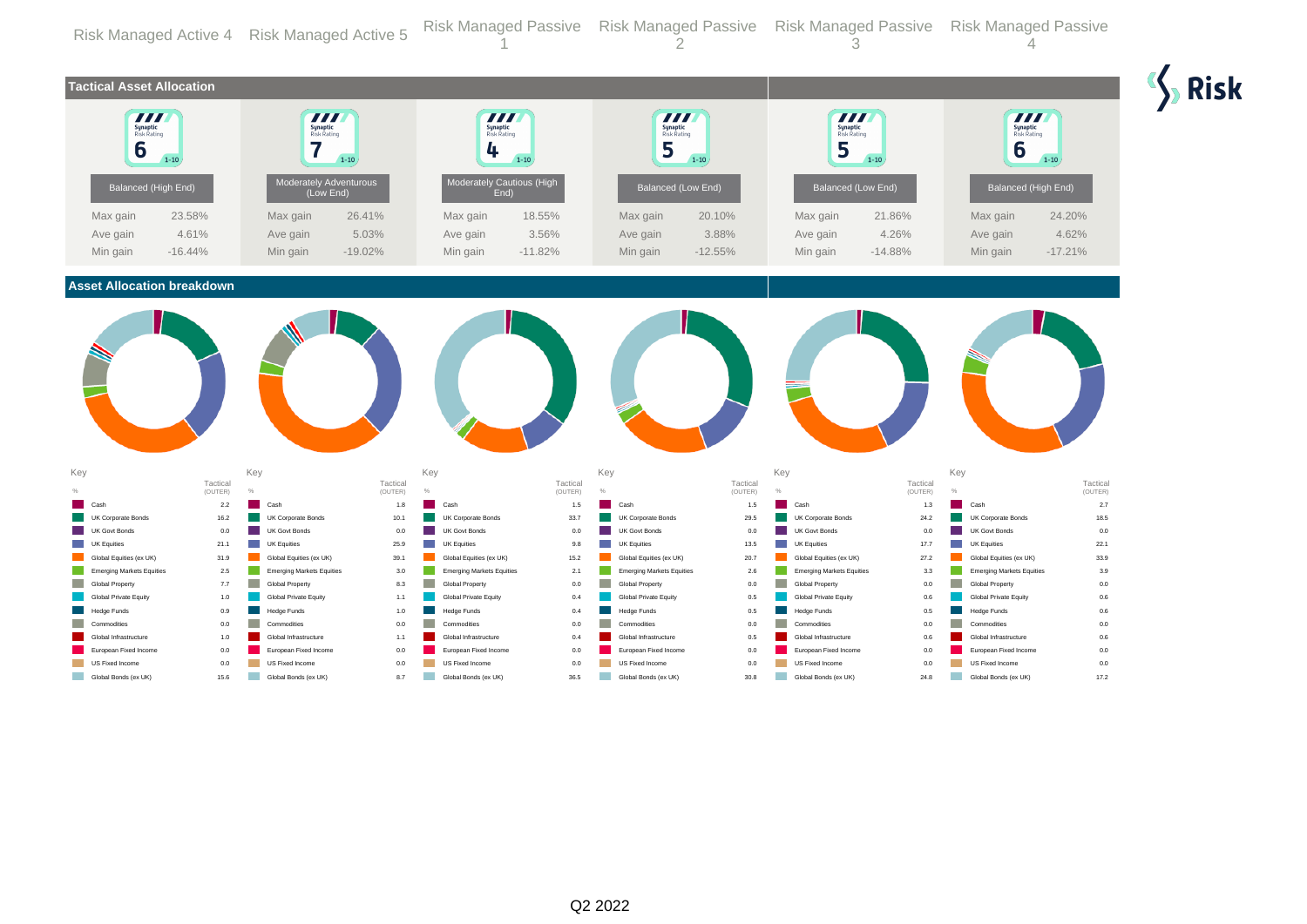| | Risk Managed Active 4 | Risk Managed Active 5 | Risk Managed Passive 1 | Risk Managed Passive 2 | Risk Managed Passive 3 | Risk Managed Passive 4 |
|---|---|---|---|---|---|---|

## Tactical Asset Allocation

| | Risk Managed Active 4 | Risk Managed Active 5 | Risk Managed Passive 1 | Risk Managed Passive 2 | Risk Managed Passive 3 | Risk Managed Passive 4 |
|---|---|---|---|---|---|---|
| Synaptic Risk Rating (1-10) | 6 | 7 | 4 | 5 | 5 | 6 |
| Profile | Balanced (High End) | Moderately Adventurous (Low End) | Moderately Cautious (High End) | Balanced (Low End) | Balanced (Low End) | Balanced (High End) |
| Max gain | 23.58% | 26.41% | 18.55% | 20.10% | 21.86% | 24.20% |
| Ave gain | 4.61% | 5.03% | 3.56% | 3.88% | 4.26% | 4.62% |
| Min gain | -16.44% | -19.02% | -11.82% | -12.55% | -14.88% | -17.21% |

## Asset Allocation breakdown

Key

| % Tactical (OUTER) | Risk Managed Active 4 | Risk Managed Active 5 | Risk Managed Passive 1 | Risk Managed Passive 2 | Risk Managed Passive 3 | Risk Managed Passive 4 |
|---|---|---|---|---|---|---|
| Cash | 2.2 | 1.8 | 1.5 | 1.5 | 1.3 | 2.7 |
| UK Corporate Bonds | 16.2 | 10.1 | 33.7 | 29.5 | 24.2 | 18.5 |
| UK Govt Bonds | 0.0 | 0.0 | 0.0 | 0.0 | 0.0 | 0.0 |
| UK Equities | 21.1 | 25.9 | 9.8 | 13.5 | 17.7 | 22.1 |
| Global Equities (ex UK) | 31.9 | 39.1 | 15.2 | 20.7 | 27.2 | 33.9 |
| Emerging Markets Equities | 2.5 | 3.0 | 2.1 | 2.6 | 3.3 | 3.9 |
| Global Property | 7.7 | 8.3 | 0.0 | 0.0 | 0.0 | 0.0 |
| Global Private Equity | 1.0 | 1.1 | 0.4 | 0.5 | 0.6 | 0.6 |
| Hedge Funds | 0.9 | 1.0 | 0.4 | 0.5 | 0.5 | 0.6 |
| Commodities | 0.0 | 0.0 | 0.0 | 0.0 | 0.0 | 0.0 |
| Global Infrastructure | 1.0 | 1.1 | 0.4 | 0.5 | 0.6 | 0.6 |
| European Fixed Income | 0.0 | 0.0 | 0.0 | 0.0 | 0.0 | 0.0 |
| US Fixed Income | 0.0 | 0.0 | 0.0 | 0.0 | 0.0 | 0.0 |
| Global Bonds (ex UK) | 15.6 | 8.7 | 36.5 | 30.8 | 24.8 | 17.2 |

Q2 2022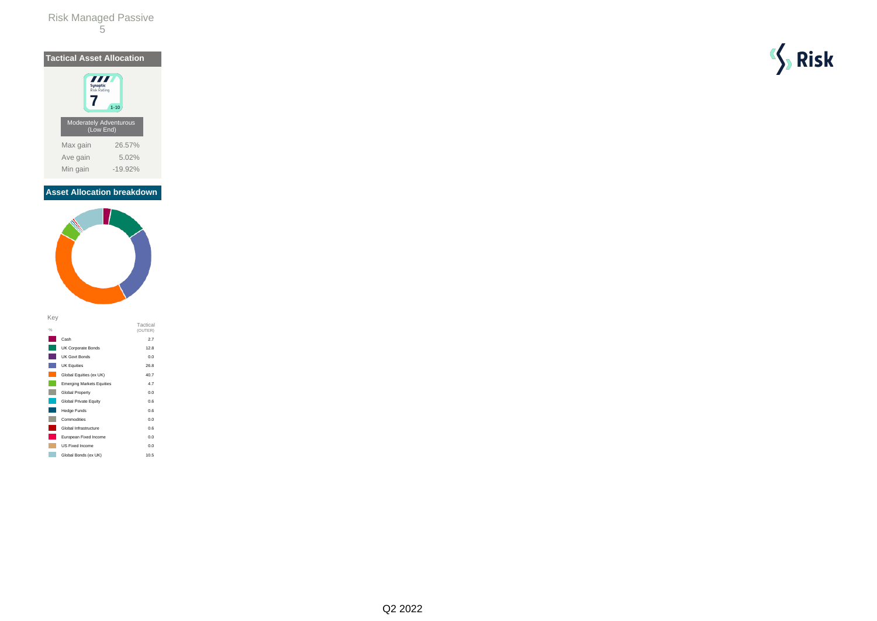Risk Managed Passive
5

## Tactical Asset Allocation

Synaptic Risk Rating
7
1-10

Moderately Adventurous (Low End)

| | |
|---|---|
| Max gain | 26.57% |
| Ave gain | 5.02% |
| Min gain | -19.92% |

## Asset Allocation breakdown

Key

| % | Tactical (OUTER) |
|---|---|
| Cash | 2.7 |
| UK Corporate Bonds | 12.8 |
| UK Govt Bonds | 0.0 |
| UK Equities | 26.8 |
| Global Equities (ex UK) | 40.7 |
| Emerging Markets Equities | 4.7 |
| Global Property | 0.0 |
| Global Private Equity | 0.6 |
| Hedge Funds | 0.6 |
| Commodities | 0.0 |
| Global Infrastructure | 0.6 |
| European Fixed Income | 0.0 |
| US Fixed Income | 0.0 |
| Global Bonds (ex UK) | 10.5 |

Risk

Q2 2022